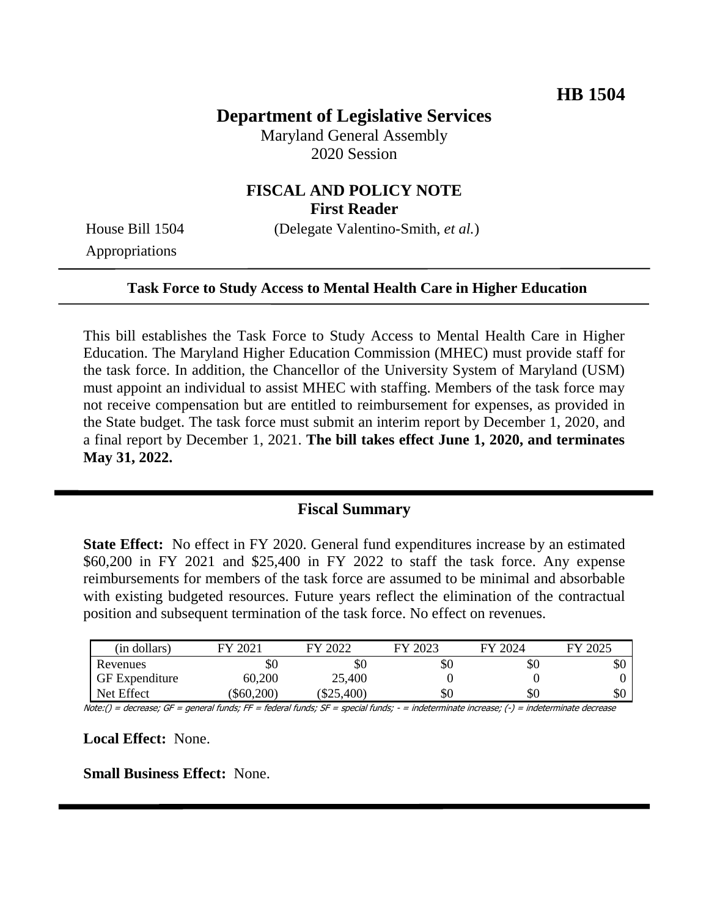**HB 1504**

# Department of Legislative Services

Maryland General Assembly
2020 Session

## FISCAL AND POLICY NOTE
**First Reader**

House Bill 1504 (Delegate Valentino-Smith, *et al.*)
Appropriations

---

**Task Force to Study Access to Mental Health Care in Higher Education**

---

This bill establishes the Task Force to Study Access to Mental Health Care in Higher Education. The Maryland Higher Education Commission (MHEC) must provide staff for the task force. In addition, the Chancellor of the University System of Maryland (USM) must appoint an individual to assist MHEC with staffing. Members of the task force may not receive compensation but are entitled to reimbursement for expenses, as provided in the State budget. The task force must submit an interim report by December 1, 2020, and a final report by December 1, 2021. **The bill takes effect June 1, 2020, and terminates May 31, 2022.**

---

## Fiscal Summary

**State Effect:** No effect in FY 2020. General fund expenditures increase by an estimated \$60,200 in FY 2021 and \$25,400 in FY 2022 to staff the task force. Any expense reimbursements for members of the task force are assumed to be minimal and absorbable with existing budgeted resources. Future years reflect the elimination of the contractual position and subsequent termination of the task force. No effect on revenues.

| (in dollars) | FY 2021 | FY 2022 | FY 2023 | FY 2024 | FY 2025 |
|---|---|---|---|---|---|
| Revenues | \$0 | \$0 | \$0 | \$0 | \$0 |
| GF Expenditure | 60,200 | 25,400 | 0 | 0 | 0 |
| Net Effect | (\$60,200) | (\$25,400) | \$0 | \$0 | \$0 |

Note:() = decrease; GF = general funds; FF = federal funds; SF = special funds; - = indeterminate increase; (-) = indeterminate decrease

**Local Effect:** None.

**Small Business Effect:** None.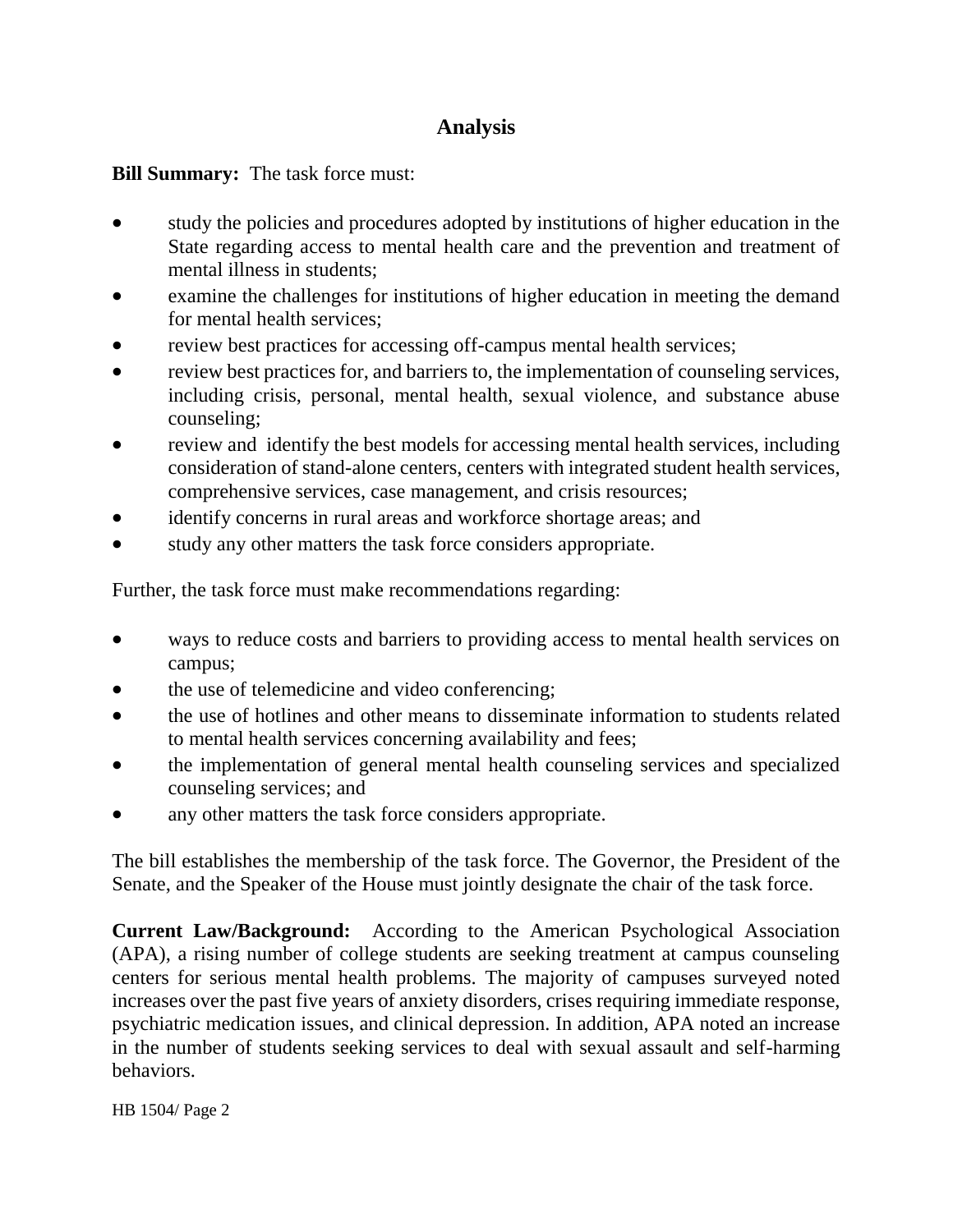## Analysis

**Bill Summary:** The task force must:

- study the policies and procedures adopted by institutions of higher education in the State regarding access to mental health care and the prevention and treatment of mental illness in students;
- examine the challenges for institutions of higher education in meeting the demand for mental health services;
- review best practices for accessing off-campus mental health services;
- review best practices for, and barriers to, the implementation of counseling services, including crisis, personal, mental health, sexual violence, and substance abuse counseling;
- review and identify the best models for accessing mental health services, including consideration of stand-alone centers, centers with integrated student health services, comprehensive services, case management, and crisis resources;
- identify concerns in rural areas and workforce shortage areas; and
- study any other matters the task force considers appropriate.

Further, the task force must make recommendations regarding:

- ways to reduce costs and barriers to providing access to mental health services on campus;
- the use of telemedicine and video conferencing;
- the use of hotlines and other means to disseminate information to students related to mental health services concerning availability and fees;
- the implementation of general mental health counseling services and specialized counseling services; and
- any other matters the task force considers appropriate.

The bill establishes the membership of the task force. The Governor, the President of the Senate, and the Speaker of the House must jointly designate the chair of the task force.

**Current Law/Background:** According to the American Psychological Association (APA), a rising number of college students are seeking treatment at campus counseling centers for serious mental health problems. The majority of campuses surveyed noted increases over the past five years of anxiety disorders, crises requiring immediate response, psychiatric medication issues, and clinical depression. In addition, APA noted an increase in the number of students seeking services to deal with sexual assault and self-harming behaviors.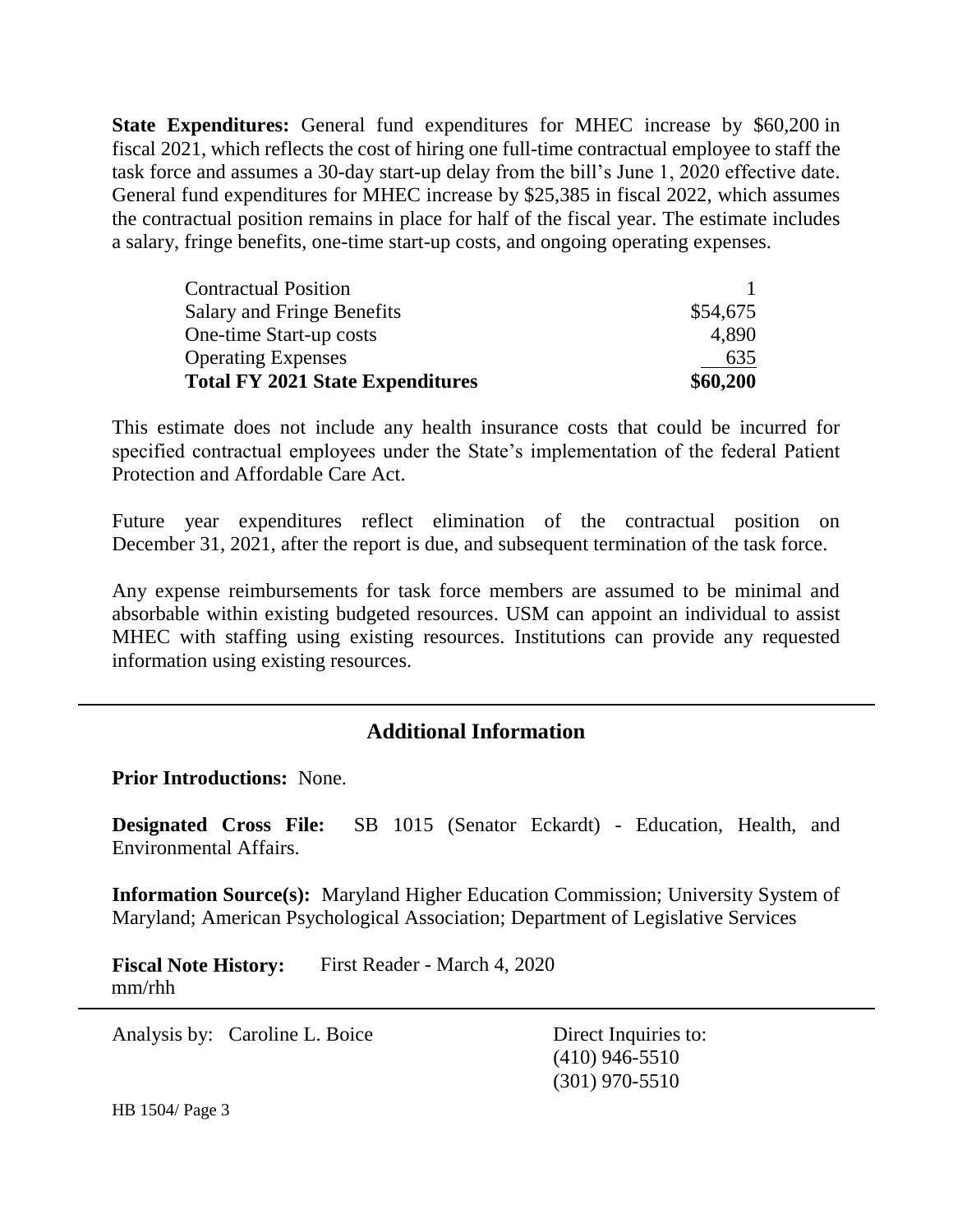**State Expenditures:** General fund expenditures for MHEC increase by $60,200 in fiscal 2021, which reflects the cost of hiring one full-time contractual employee to staff the task force and assumes a 30-day start-up delay from the bill's June 1, 2020 effective date. General fund expenditures for MHEC increase by $25,385 in fiscal 2022, which assumes the contractual position remains in place for half of the fiscal year. The estimate includes a salary, fringe benefits, one-time start-up costs, and ongoing operating expenses.

| | |
|---|---|
| Contractual Position | 1 |
| Salary and Fringe Benefits | $54,675 |
| One-time Start-up costs | 4,890 |
| Operating Expenses | 635 |
| **Total FY 2021 State Expenditures** | **$60,200** |

This estimate does not include any health insurance costs that could be incurred for specified contractual employees under the State's implementation of the federal Patient Protection and Affordable Care Act.

Future year expenditures reflect elimination of the contractual position on December 31, 2021, after the report is due, and subsequent termination of the task force.

Any expense reimbursements for task force members are assumed to be minimal and absorbable within existing budgeted resources. USM can appoint an individual to assist MHEC with staffing using existing resources. Institutions can provide any requested information using existing resources.

## Additional Information

**Prior Introductions:** None.

**Designated Cross File:** SB 1015 (Senator Eckardt) - Education, Health, and Environmental Affairs.

**Information Source(s):** Maryland Higher Education Commission; University System of Maryland; American Psychological Association; Department of Legislative Services

**Fiscal Note History:** First Reader - March 4, 2020
mm/rhh

Analysis by: Caroline L. Boice

Direct Inquiries to:
(410) 946-5510
(301) 970-5510